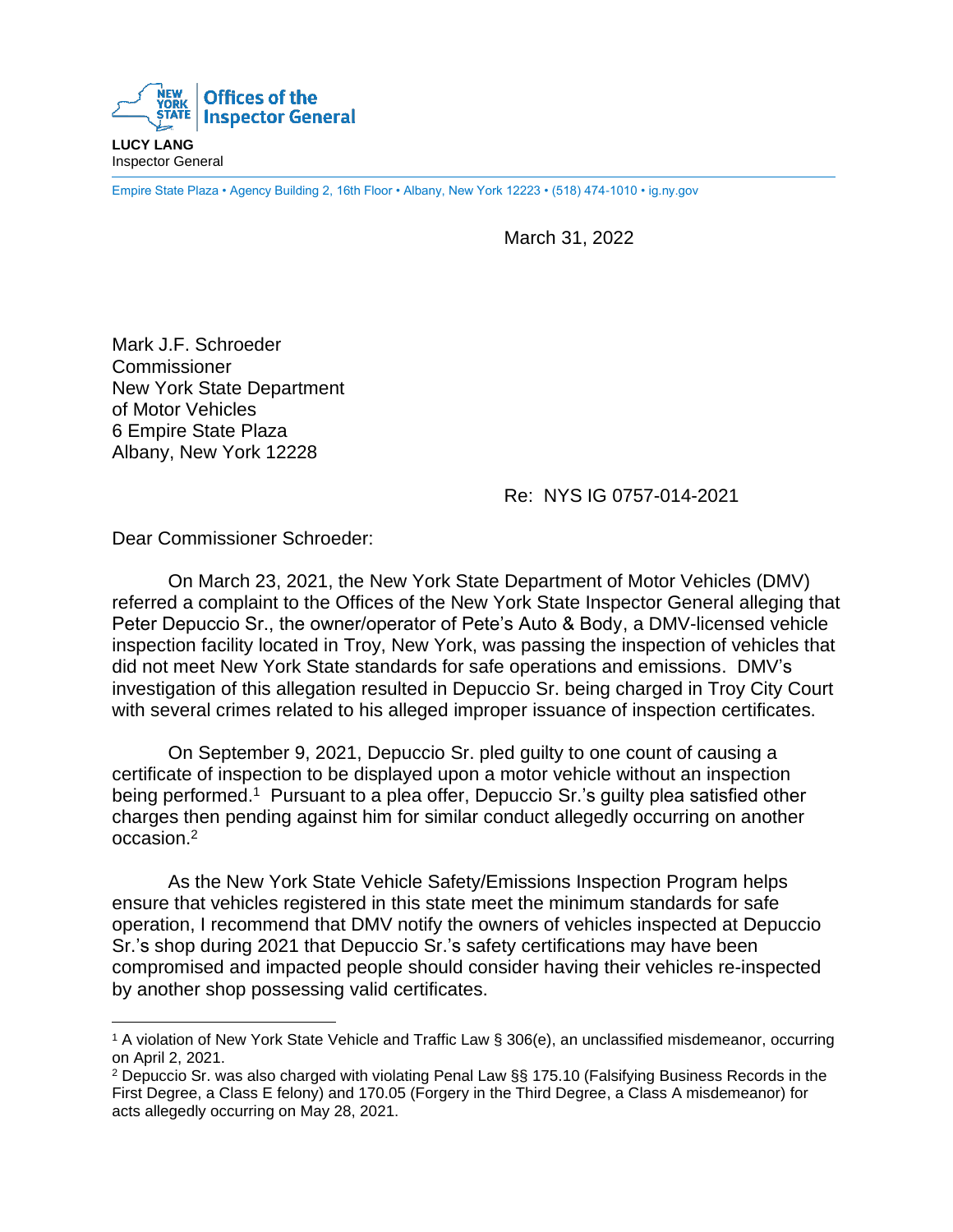**Offices of the Inspector General**

**LUCY LANG**
Inspector General

Empire State Plaza • Agency Building 2, 16th Floor • Albany, New York 12223 • (518) 474-1010 • ig.ny.gov

March 31, 2022

Mark J.F. Schroeder
Commissioner
New York State Department
of Motor Vehicles
6 Empire State Plaza
Albany, New York 12228

Re: NYS IG 0757-014-2021

Dear Commissioner Schroeder:

On March 23, 2021, the New York State Department of Motor Vehicles (DMV) referred a complaint to the Offices of the New York State Inspector General alleging that Peter Depuccio Sr., the owner/operator of Pete's Auto & Body, a DMV-licensed vehicle inspection facility located in Troy, New York, was passing the inspection of vehicles that did not meet New York State standards for safe operations and emissions. DMV's investigation of this allegation resulted in Depuccio Sr. being charged in Troy City Court with several crimes related to his alleged improper issuance of inspection certificates.

On September 9, 2021, Depuccio Sr. pled guilty to one count of causing a certificate of inspection to be displayed upon a motor vehicle without an inspection being performed.[1] Pursuant to a plea offer, Depuccio Sr.'s guilty plea satisfied other charges then pending against him for similar conduct allegedly occurring on another occasion.[2]

As the New York State Vehicle Safety/Emissions Inspection Program helps ensure that vehicles registered in this state meet the minimum standards for safe operation, I recommend that DMV notify the owners of vehicles inspected at Depuccio Sr.'s shop during 2021 that Depuccio Sr.'s safety certifications may have been compromised and impacted people should consider having their vehicles re-inspected by another shop possessing valid certificates.

---

[1] A violation of New York State Vehicle and Traffic Law § 306(e), an unclassified misdemeanor, occurring on April 2, 2021.

[2] Depuccio Sr. was also charged with violating Penal Law §§ 175.10 (Falsifying Business Records in the First Degree, a Class E felony) and 170.05 (Forgery in the Third Degree, a Class A misdemeanor) for acts allegedly occurring on May 28, 2021.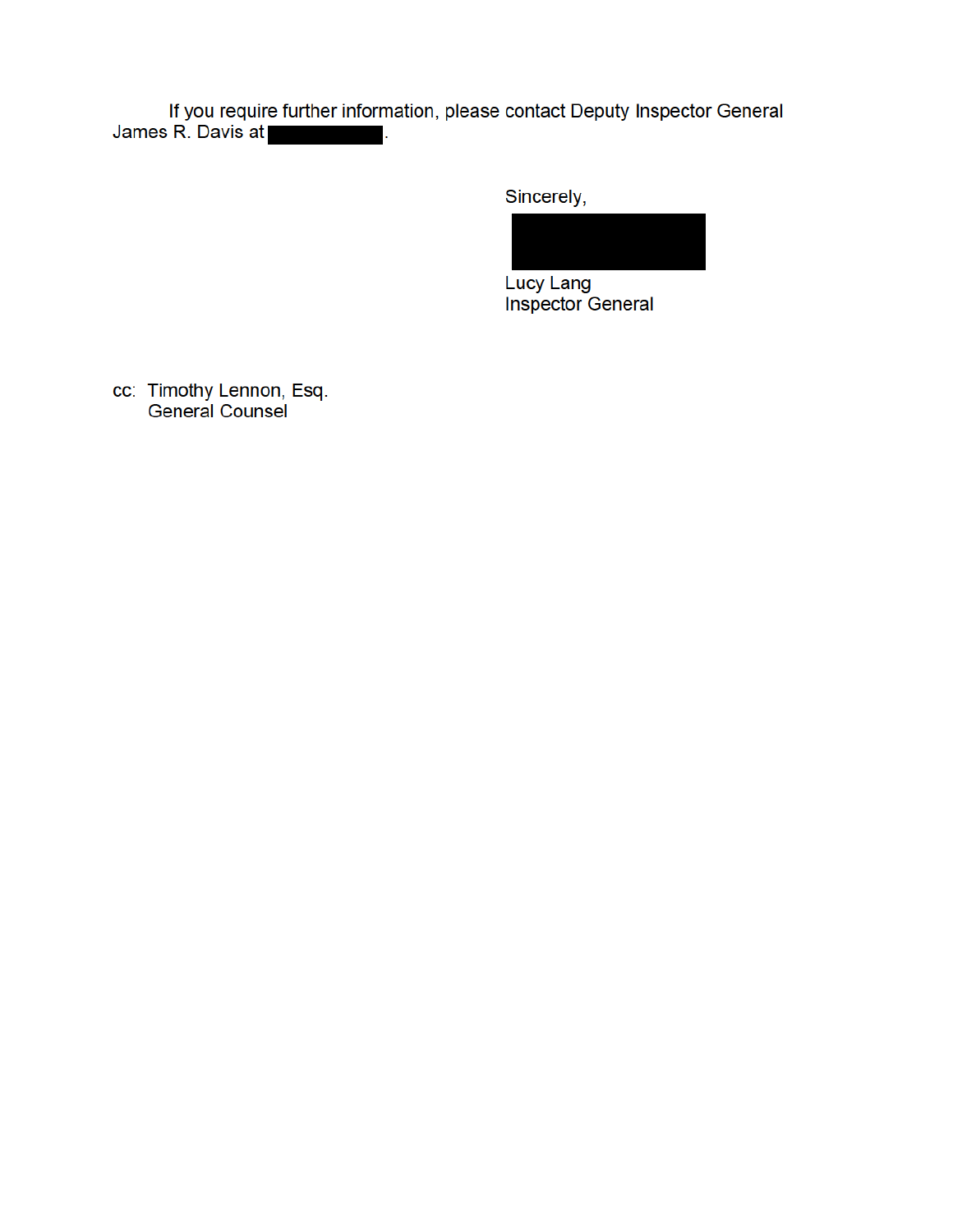If you require further information, please contact Deputy Inspector General James R. Davis at ███████.

Sincerely,

█████████

Lucy Lang
Inspector General

cc: Timothy Lennon, Esq.
General Counsel